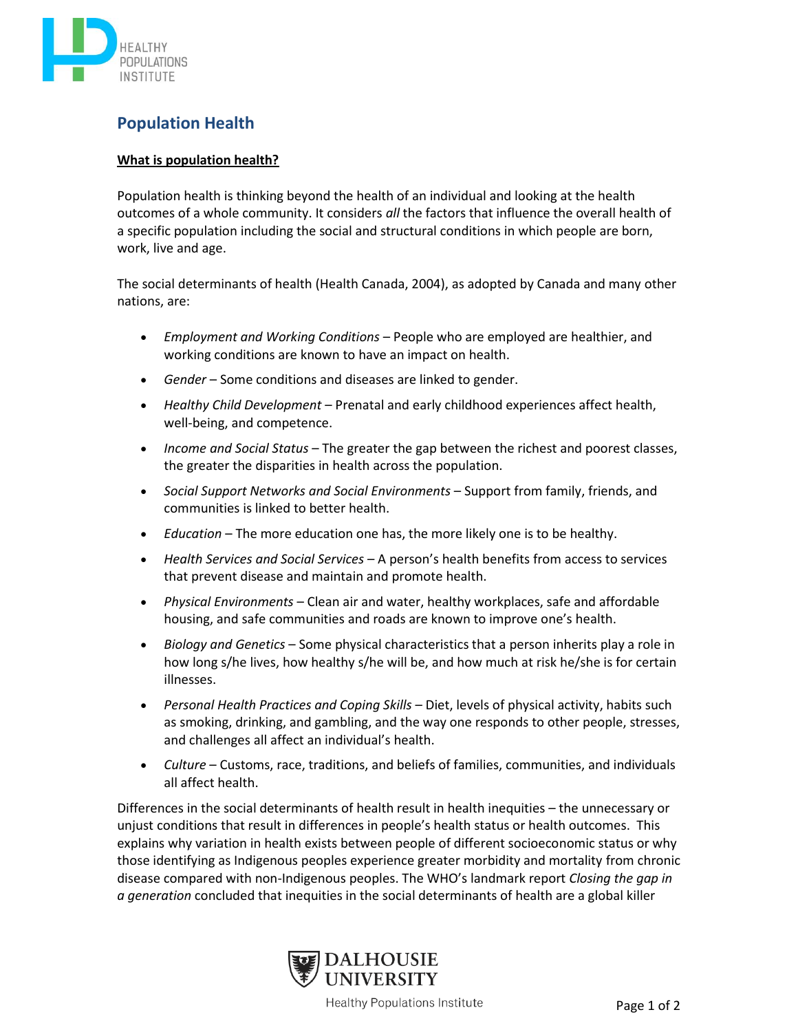# Population Health

**What is population health?**

Population health is thinking beyond the health of an individual and looking at the health outcomes of a whole community. It considers *all* the factors that influence the overall health of a specific population including the social and structural conditions in which people are born, work, live and age.

The social determinants of health (Health Canada, 2004), as adopted by Canada and many other nations, are:

- *Employment and Working Conditions* – People who are employed are healthier, and working conditions are known to have an impact on health.
- *Gender* – Some conditions and diseases are linked to gender.
- *Healthy Child Development* – Prenatal and early childhood experiences affect health, well-being, and competence.
- *Income and Social Status* – The greater the gap between the richest and poorest classes, the greater the disparities in health across the population.
- *Social Support Networks and Social Environments* – Support from family, friends, and communities is linked to better health.
- *Education* – The more education one has, the more likely one is to be healthy.
- *Health Services and Social Services* – A person's health benefits from access to services that prevent disease and maintain and promote health.
- *Physical Environments* – Clean air and water, healthy workplaces, safe and affordable housing, and safe communities and roads are known to improve one's health.
- *Biology and Genetics* – Some physical characteristics that a person inherits play a role in how long s/he lives, how healthy s/he will be, and how much at risk he/she is for certain illnesses.
- *Personal Health Practices and Coping Skills* – Diet, levels of physical activity, habits such as smoking, drinking, and gambling, and the way one responds to other people, stresses, and challenges all affect an individual's health.
- *Culture* – Customs, race, traditions, and beliefs of families, communities, and individuals all affect health.

Differences in the social determinants of health result in health inequities – the unnecessary or unjust conditions that result in differences in people's health status or health outcomes. This explains why variation in health exists between people of different socioeconomic status or why those identifying as Indigenous peoples experience greater morbidity and mortality from chronic disease compared with non-Indigenous peoples. The WHO's landmark report *Closing the gap in a generation* concluded that inequities in the social determinants of health are a global killer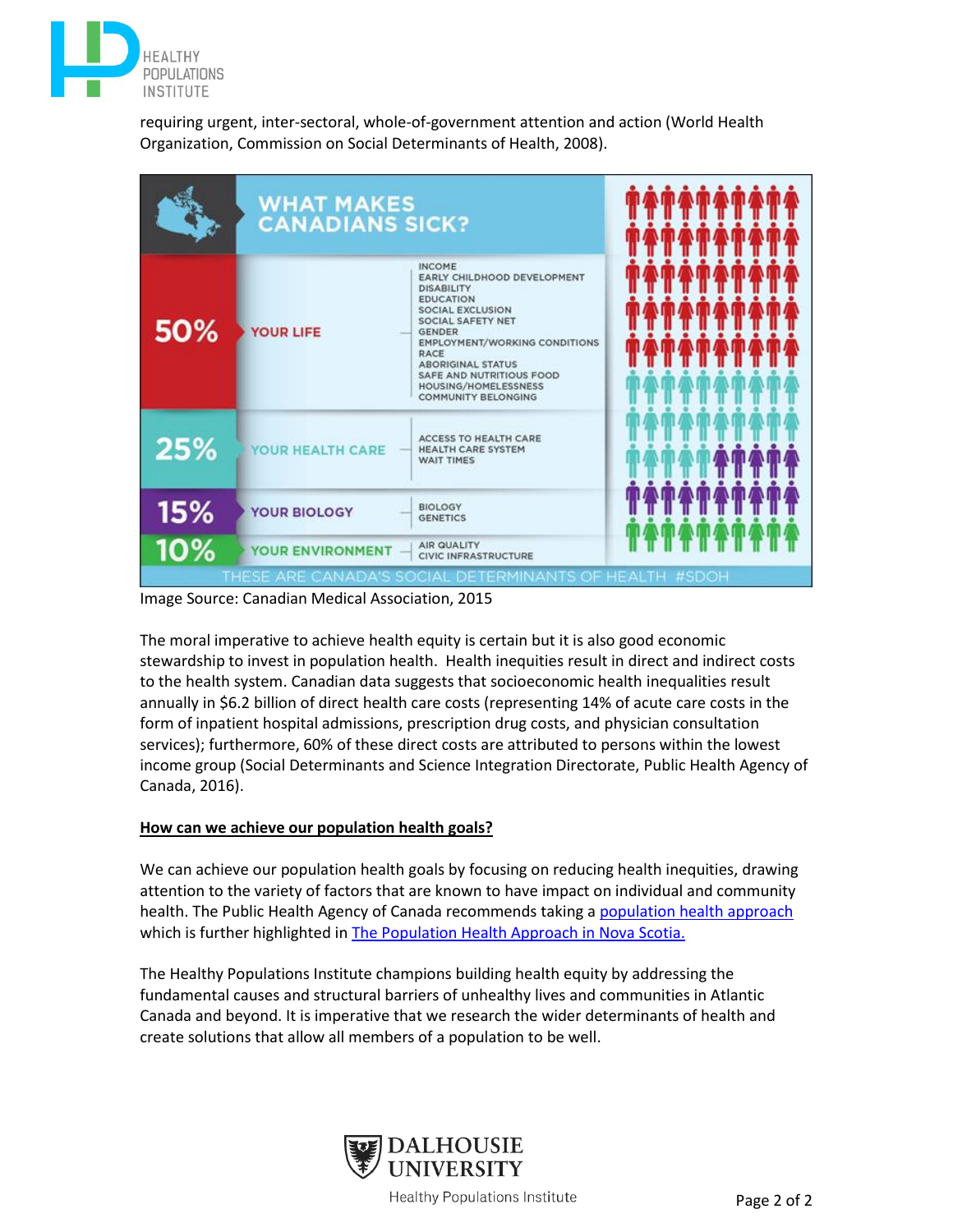requiring urgent, inter-sectoral, whole-of-government attention and action (World Health Organization, Commission on Social Determinants of Health, 2008).

WHAT MAKES CANADIANS SICK?

50% YOUR LIFE
INCOME
EARLY CHILDHOOD DEVELOPMENT
DISABILITY
EDUCATION
SOCIAL EXCLUSION
SOCIAL SAFETY NET
GENDER
EMPLOYMENT/WORKING CONDITIONS
RACE
ABORIGINAL STATUS
SAFE AND NUTRITIOUS FOOD
HOUSING/HOMELESSNESS
COMMUNITY BELONGING

25% YOUR HEALTH CARE
ACCESS TO HEALTH CARE
HEALTH CARE SYSTEM
WAIT TIMES

15% YOUR BIOLOGY
BIOLOGY
GENETICS

10% YOUR ENVIRONMENT
AIR QUALITY
CIVIC INFRASTRUCTURE

THESE ARE CANADA'S SOCIAL DETERMINANTS OF HEALTH #SDOH

Image Source: Canadian Medical Association, 2015

The moral imperative to achieve health equity is certain but it is also good economic stewardship to invest in population health. Health inequities result in direct and indirect costs to the health system. Canadian data suggests that socioeconomic health inequalities result annually in $6.2 billion of direct health care costs (representing 14% of acute care costs in the form of inpatient hospital admissions, prescription drug costs, and physician consultation services); furthermore, 60% of these direct costs are attributed to persons within the lowest income group (Social Determinants and Science Integration Directorate, Public Health Agency of Canada, 2016).

**How can we achieve our population health goals?**

We can achieve our population health goals by focusing on reducing health inequities, drawing attention to the variety of factors that are known to have impact on individual and community health. The Public Health Agency of Canada recommends taking a population health approach which is further highlighted in The Population Health Approach in Nova Scotia.

The Healthy Populations Institute champions building health equity by addressing the fundamental causes and structural barriers of unhealthy lives and communities in Atlantic Canada and beyond. It is imperative that we research the wider determinants of health and create solutions that allow all members of a population to be well.